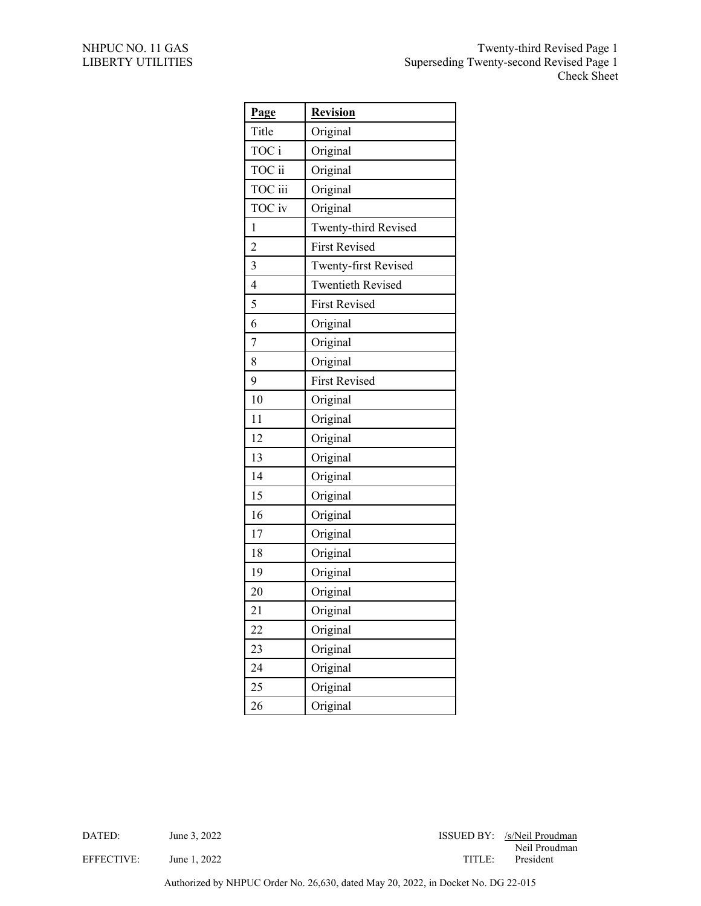NHPUC NO. 11 GAS
LIBERTY UTILITIES

Twenty-third Revised Page 1
Superseding Twenty-second Revised Page 1
Check Sheet

| **Page** | **Revision** |
|---|---|
| Title | Original |
| TOC i | Original |
| TOC ii | Original |
| TOC iii | Original |
| TOC iv | Original |
| 1 | Twenty-third Revised |
| 2 | First Revised |
| 3 | Twenty-first Revised |
| 4 | Twentieth Revised |
| 5 | First Revised |
| 6 | Original |
| 7 | Original |
| 8 | Original |
| 9 | First Revised |
| 10 | Original |
| 11 | Original |
| 12 | Original |
| 13 | Original |
| 14 | Original |
| 15 | Original |
| 16 | Original |
| 17 | Original |
| 18 | Original |
| 19 | Original |
| 20 | Original |
| 21 | Original |
| 22 | Original |
| 23 | Original |
| 24 | Original |
| 25 | Original |
| 26 | Original |

DATED: June 3, 2022
EFFECTIVE: June 1, 2022

ISSUED BY: /s/Neil Proudman
Neil Proudman
TITLE: President

Authorized by NHPUC Order No. 26,630, dated May 20, 2022, in Docket No. DG 22-015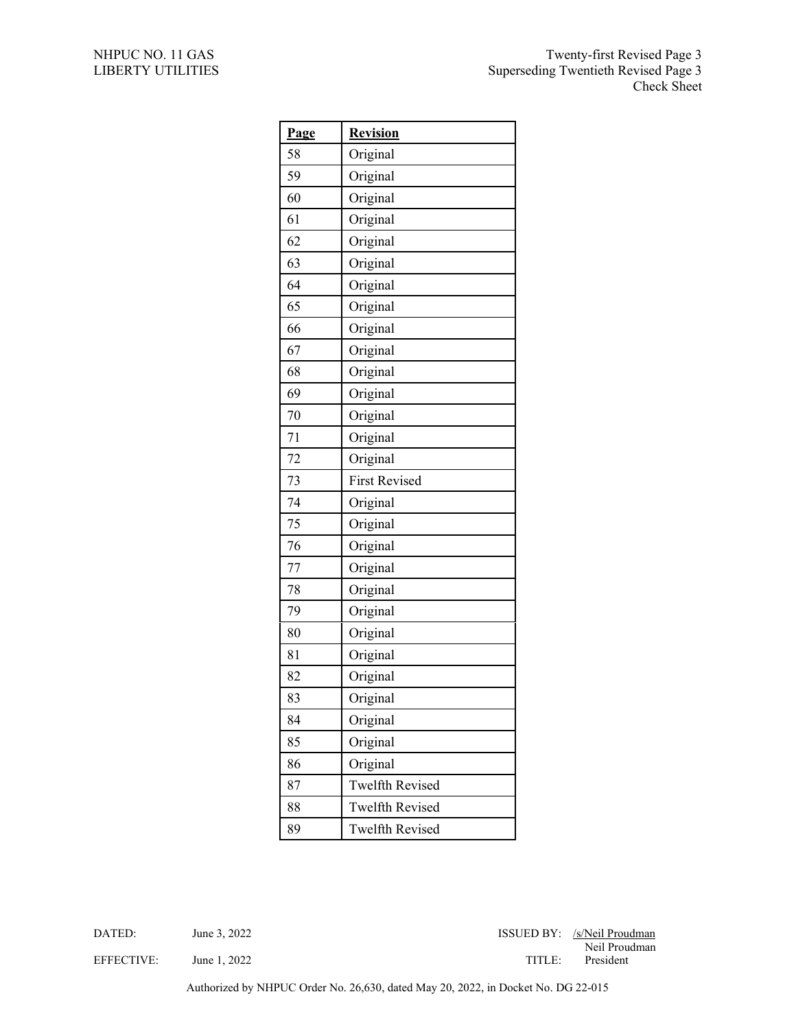NHPUC NO. 11 GAS
LIBERTY UTILITIES

Twenty-first Revised Page 3
Superseding Twentieth Revised Page 3
Check Sheet

| Page | Revision |
|---|---|
| 58 | Original |
| 59 | Original |
| 60 | Original |
| 61 | Original |
| 62 | Original |
| 63 | Original |
| 64 | Original |
| 65 | Original |
| 66 | Original |
| 67 | Original |
| 68 | Original |
| 69 | Original |
| 70 | Original |
| 71 | Original |
| 72 | Original |
| 73 | First Revised |
| 74 | Original |
| 75 | Original |
| 76 | Original |
| 77 | Original |
| 78 | Original |
| 79 | Original |
| 80 | Original |
| 81 | Original |
| 82 | Original |
| 83 | Original |
| 84 | Original |
| 85 | Original |
| 86 | Original |
| 87 | Twelfth Revised |
| 88 | Twelfth Revised |
| 89 | Twelfth Revised |

DATED: June 3, 2022
EFFECTIVE: June 1, 2022

ISSUED BY: /s/Neil Proudman
Neil Proudman
TITLE: President

Authorized by NHPUC Order No. 26,630, dated May 20, 2022, in Docket No. DG 22-015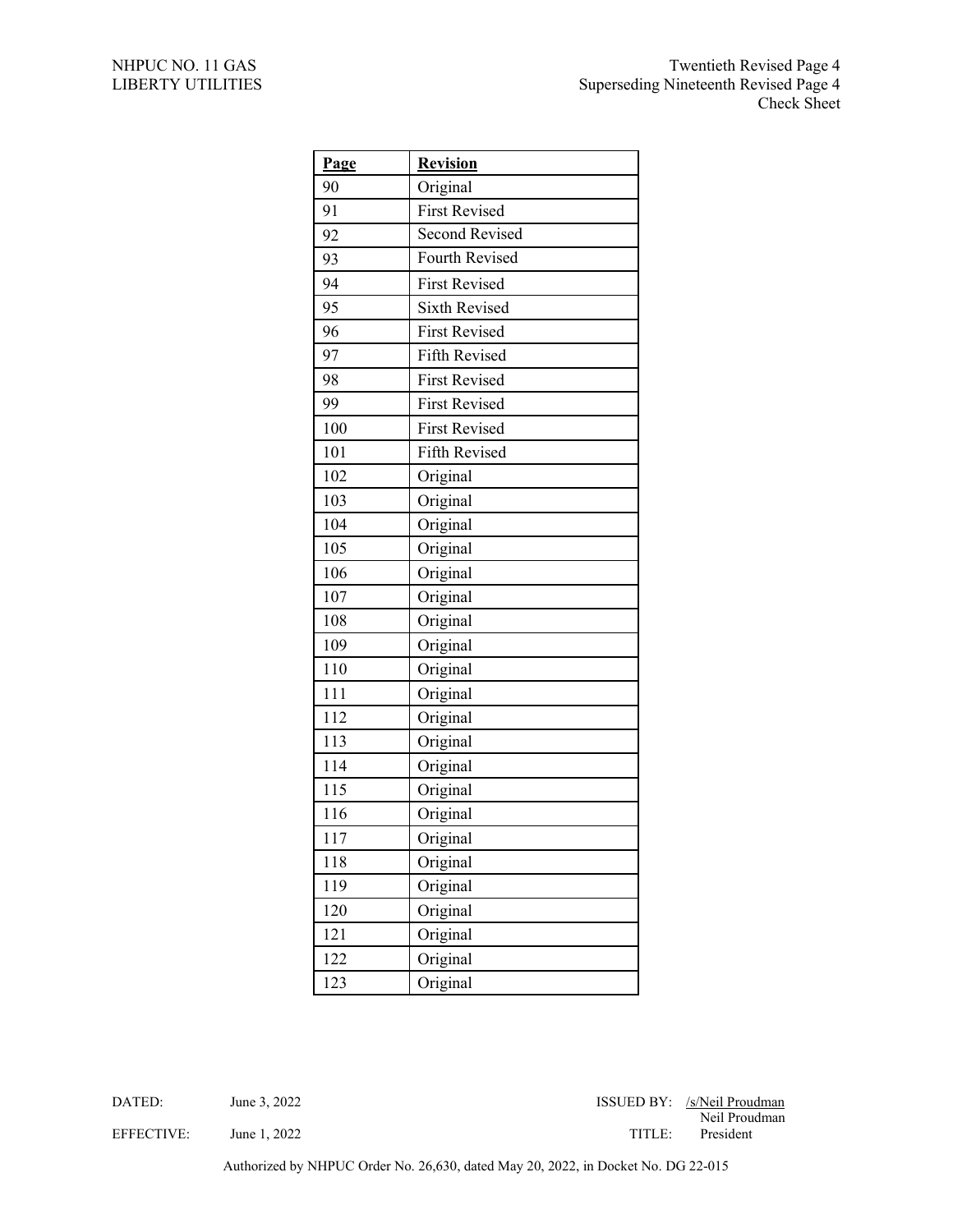NHPUC NO. 11 GAS
LIBERTY UTILITIES

Twentieth Revised Page 4
Superseding Nineteenth Revised Page 4
Check Sheet

| Page | Revision |
|---|---|
| 90 | Original |
| 91 | First Revised |
| 92 | Second Revised |
| 93 | Fourth Revised |
| 94 | First Revised |
| 95 | Sixth Revised |
| 96 | First Revised |
| 97 | Fifth Revised |
| 98 | First Revised |
| 99 | First Revised |
| 100 | First Revised |
| 101 | Fifth Revised |
| 102 | Original |
| 103 | Original |
| 104 | Original |
| 105 | Original |
| 106 | Original |
| 107 | Original |
| 108 | Original |
| 109 | Original |
| 110 | Original |
| 111 | Original |
| 112 | Original |
| 113 | Original |
| 114 | Original |
| 115 | Original |
| 116 | Original |
| 117 | Original |
| 118 | Original |
| 119 | Original |
| 120 | Original |
| 121 | Original |
| 122 | Original |
| 123 | Original |

DATED: June 3, 2022

EFFECTIVE: June 1, 2022

ISSUED BY: /s/Neil Proudman
Neil Proudman

TITLE: President

Authorized by NHPUC Order No. 26,630, dated May 20, 2022, in Docket No. DG 22-015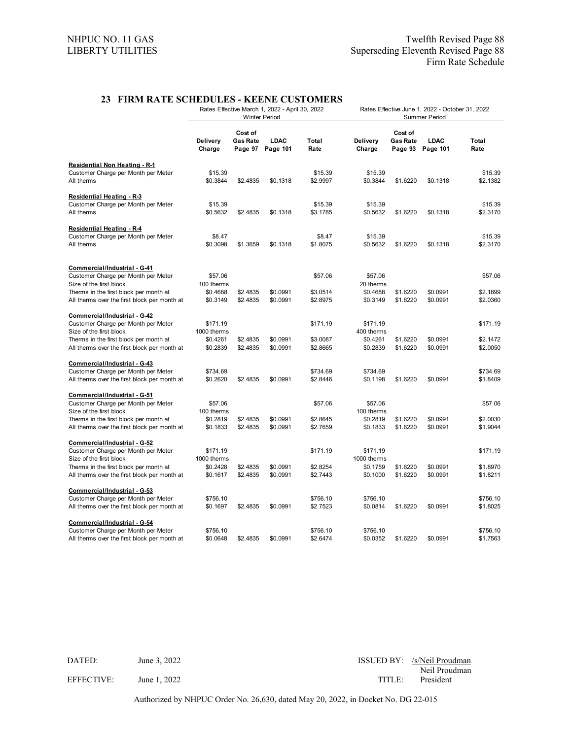NHPUC NO. 11 GAS
LIBERTY UTILITIES

Twelfth Revised Page 88
Superseding Eleventh Revised Page 88
Firm Rate Schedule

## 23 FIRM RATE SCHEDULES - KEENE CUSTOMERS

| | Rates Effective March 1, 2022 - April 30, 2022 Winter Period | | | | Rates Effective June 1, 2022 - October 31, 2022 Summer Period | | | |
|---|---|---|---|---|---|---|---|---|
| | Delivery Charge | Cost of Gas Rate Page 97 | LDAC Page 101 | Total Rate | Delivery Charge | Cost of Gas Rate Page 93 | LDAC Page 101 | Total Rate |
| **Residential Non Heating - R-1** | | | | | | | | |
| Customer Charge per Month per Meter | $15.39 | | | $15.39 | $15.39 | | | $15.39 |
| All therms | $0.3844 | $2.4835 | $0.1318 | $2.9997 | $0.3844 | $1.6220 | $0.1318 | $2.1382 |
| **Residential Heating - R-3** | | | | | | | | |
| Customer Charge per Month per Meter | $15.39 | | | $15.39 | $15.39 | | | $15.39 |
| All therms | $0.5632 | $2.4835 | $0.1318 | $3.1785 | $0.5632 | $1.6220 | $0.1318 | $2.3170 |
| **Residential Heating - R-4** | | | | | | | | |
| Customer Charge per Month per Meter | $8.47 | | | $8.47 | $15.39 | | | $15.39 |
| All therms | $0.3098 | $1.3659 | $0.1318 | $1.8075 | $0.5632 | $1.6220 | $0.1318 | $2.3170 |
| **Commercial/Industrial - G-41** | | | | | | | | |
| Customer Charge per Month per Meter | $57.06 | | | $57.06 | $57.06 | | | $57.06 |
| Size of the first block | 100 therms | | | | 20 therms | | | |
| Therms in the first block per month at | $0.4688 | $2.4835 | $0.0991 | $3.0514 | $0.4688 | $1.6220 | $0.0991 | $2.1899 |
| All therms over the first block per month at | $0.3149 | $2.4835 | $0.0991 | $2.8975 | $0.3149 | $1.6220 | $0.0991 | $2.0360 |
| **Commercial/Industrial - G-42** | | | | | | | | |
| Customer Charge per Month per Meter | $171.19 | | | $171.19 | $171.19 | | | $171.19 |
| Size of the first block | 1000 therms | | | | 400 therms | | | |
| Therms in the first block per month at | $0.4261 | $2.4835 | $0.0991 | $3.0087 | $0.4261 | $1.6220 | $0.0991 | $2.1472 |
| All therms over the first block per month at | $0.2839 | $2.4835 | $0.0991 | $2.8665 | $0.2839 | $1.6220 | $0.0991 | $2.0050 |
| **Commercial/Industrial - G-43** | | | | | | | | |
| Customer Charge per Month per Meter | $734.69 | | | $734.69 | $734.69 | | | $734.69 |
| All therms over the first block per month at | $0.2620 | $2.4835 | $0.0991 | $2.8446 | $0.1198 | $1.6220 | $0.0991 | $1.8409 |
| **Commercial/Industrial - G-51** | | | | | | | | |
| Customer Charge per Month per Meter | $57.06 | | | $57.06 | $57.06 | | | $57.06 |
| Size of the first block | 100 therms | | | | 100 therms | | | |
| Therms in the first block per month at | $0.2819 | $2.4835 | $0.0991 | $2.8645 | $0.2819 | $1.6220 | $0.0991 | $2.0030 |
| All therms over the first block per month at | $0.1833 | $2.4835 | $0.0991 | $2.7659 | $0.1833 | $1.6220 | $0.0991 | $1.9044 |
| **Commercial/Industrial - G-52** | | | | | | | | |
| Customer Charge per Month per Meter | $171.19 | | | $171.19 | $171.19 | | | $171.19 |
| Size of the first block | 1000 therms | | | | 1000 therms | | | |
| Therms in the first block per month at | $0.2428 | $2.4835 | $0.0991 | $2.8254 | $0.1759 | $1.6220 | $0.0991 | $1.8970 |
| All therms over the first block per month at | $0.1617 | $2.4835 | $0.0991 | $2.7443 | $0.1000 | $1.6220 | $0.0991 | $1.8211 |
| **Commercial/Industrial - G-53** | | | | | | | | |
| Customer Charge per Month per Meter | $756.10 | | | $756.10 | $756.10 | | | $756.10 |
| All therms over the first block per month at | $0.1697 | $2.4835 | $0.0991 | $2.7523 | $0.0814 | $1.6220 | $0.0991 | $1.8025 |
| **Commercial/Industrial - G-54** | | | | | | | | |
| Customer Charge per Month per Meter | $756.10 | | | $756.10 | $756.10 | | | $756.10 |
| All therms over the first block per month at | $0.0648 | $2.4835 | $0.0991 | $2.6474 | $0.0352 | $1.6220 | $0.0991 | $1.7563 |

DATED: June 3, 2022

EFFECTIVE: June 1, 2022

ISSUED BY: /s/Neil Proudman
Neil Proudman

TITLE: President

Authorized by NHPUC Order No. 26,630, dated May 20, 2022, in Docket No. DG 22-015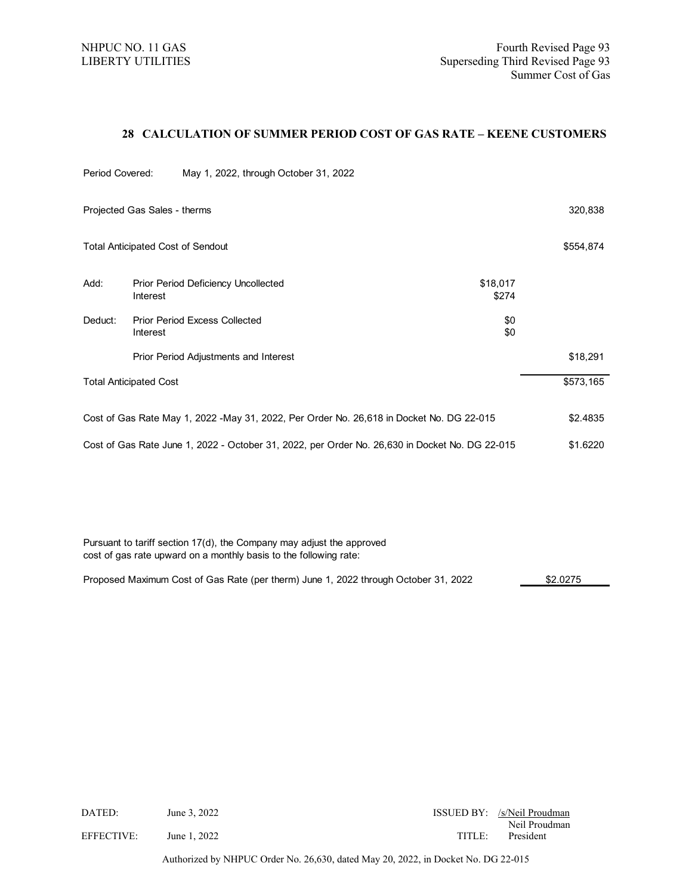NHPUC NO. 11 GAS
LIBERTY UTILITIES

Fourth Revised Page 93
Superseding Third Revised Page 93
Summer Cost of Gas

## 28 CALCULATION OF SUMMER PERIOD COST OF GAS RATE – KEENE CUSTOMERS

Period Covered: May 1, 2022, through October 31, 2022

| | | | |
|---|---|---|---|
| Projected Gas Sales - therms | | | 320,838 |
| Total Anticipated Cost of Sendout | | | $554,874 |
| Add: | Prior Period Deficiency Uncollected | $18,017 | |
| | Interest | $274 | |
| Deduct: | Prior Period Excess Collected | $0 | |
| | Interest | $0 | |
| | Prior Period Adjustments and Interest | | $18,291 |
| Total Anticipated Cost | | | $573,165 |
| Cost of Gas Rate May 1, 2022 -May 31, 2022, Per Order No. 26,618 in Docket No. DG 22-015 | | | $2.4835 |
| Cost of Gas Rate June 1, 2022 - October 31, 2022, per Order No. 26,630 in Docket No. DG 22-015 | | | $1.6220 |

Pursuant to tariff section 17(d), the Company may adjust the approved cost of gas rate upward on a monthly basis to the following rate:

Proposed Maximum Cost of Gas Rate (per therm) June 1, 2022 through October 31, 2022 $2.0275

DATED: June 3, 2022
EFFECTIVE: June 1, 2022

ISSUED BY: /s/Neil Proudman
Neil Proudman
TITLE: President

Authorized by NHPUC Order No. 26,630, dated May 20, 2022, in Docket No. DG 22-015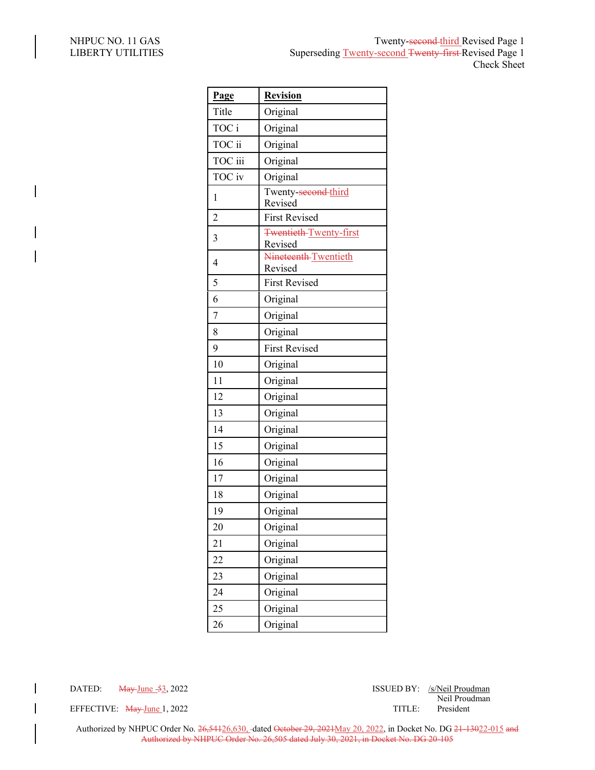NHPUC NO. 11 GAS
LIBERTY UTILITIES

Twenty-~~second~~ third Revised Page 1
Superseding Twenty-second ~~Twenty-first~~ Revised Page 1
Check Sheet

| Page | Revision |
|---|---|
| Title | Original |
| TOC i | Original |
| TOC ii | Original |
| TOC iii | Original |
| TOC iv | Original |
| 1 | Twenty-~~second~~ third Revised |
| 2 | First Revised |
| 3 | ~~Twentieth~~ Twenty-first Revised |
| 4 | ~~Nineteenth~~ Twentieth Revised |
| 5 | First Revised |
| 6 | Original |
| 7 | Original |
| 8 | Original |
| 9 | First Revised |
| 10 | Original |
| 11 | Original |
| 12 | Original |
| 13 | Original |
| 14 | Original |
| 15 | Original |
| 16 | Original |
| 17 | Original |
| 18 | Original |
| 19 | Original |
| 20 | Original |
| 21 | Original |
| 22 | Original |
| 23 | Original |
| 24 | Original |
| 25 | Original |
| 26 | Original |

DATED: ~~May~~ June ~~5~~3, 2022

ISSUED BY: /s/Neil Proudman
Neil Proudman

EFFECTIVE: ~~May~~ June 1, 2022

TITLE: President

Authorized by NHPUC Order No. ~~26,541~~26,630, dated ~~October 29, 2021~~May 20, 2022, in Docket No. DG ~~21-130~~22-015 ~~and Authorized by NHPUC Order No. 26,505 dated July 30, 2021, in Docket No. DG 20-105~~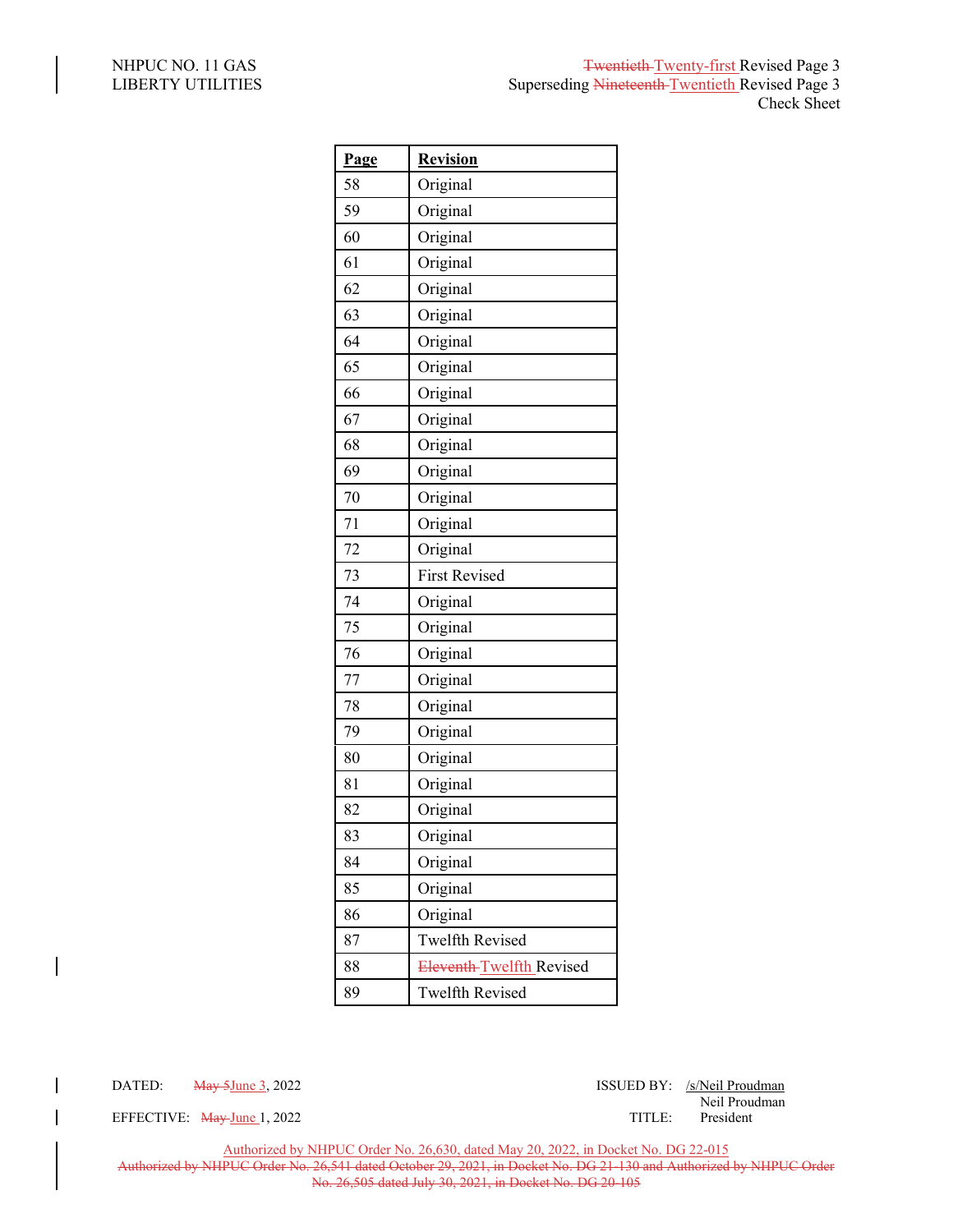NHPUC NO. 11 GAS
LIBERTY UTILITIES

~~Twentieth~~ Twenty-first Revised Page 3
Superseding ~~Nineteenth~~ Twentieth Revised Page 3
Check Sheet

| Page | Revision |
|---|---|
| 58 | Original |
| 59 | Original |
| 60 | Original |
| 61 | Original |
| 62 | Original |
| 63 | Original |
| 64 | Original |
| 65 | Original |
| 66 | Original |
| 67 | Original |
| 68 | Original |
| 69 | Original |
| 70 | Original |
| 71 | Original |
| 72 | Original |
| 73 | First Revised |
| 74 | Original |
| 75 | Original |
| 76 | Original |
| 77 | Original |
| 78 | Original |
| 79 | Original |
| 80 | Original |
| 81 | Original |
| 82 | Original |
| 83 | Original |
| 84 | Original |
| 85 | Original |
| 86 | Original |
| 87 | Twelfth Revised |
| 88 | ~~Eleventh~~ Twelfth Revised |
| 89 | Twelfth Revised |

DATED: ~~May 5~~ June 3, 2022

EFFECTIVE: ~~May~~ June 1, 2022

ISSUED BY: /s/Neil Proudman
Neil Proudman

TITLE: President

Authorized by NHPUC Order No. 26,630, dated May 20, 2022, in Docket No. DG 22-015

~~Authorized by NHPUC Order No. 26,541 dated October 29, 2021, in Docket No. DG 21-130 and Authorized by NHPUC Order No. 26,505 dated July 30, 2021, in Docket No. DG 20-105~~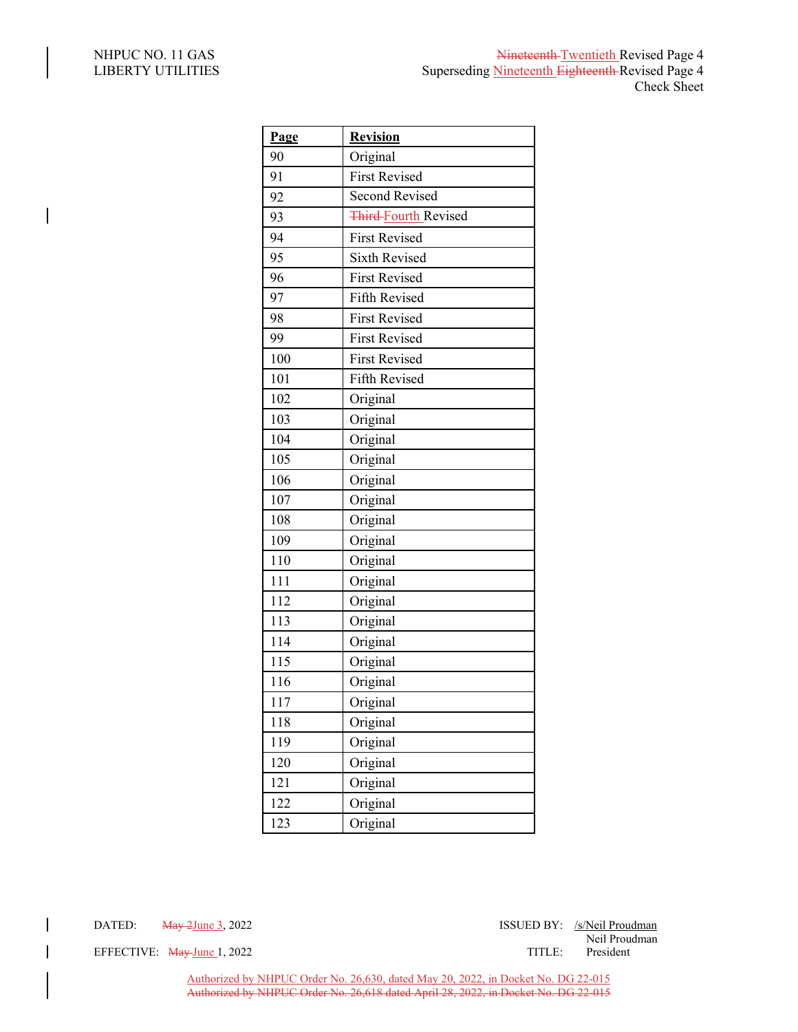NHPUC NO. 11 GAS
LIBERTY UTILITIES

~~Nineteenth~~ Twentieth Revised Page 4
Superseding Nineteenth ~~Eighteenth~~ Revised Page 4
Check Sheet

| **Page** | **Revision** |
|---|---|
| 90 | Original |
| 91 | First Revised |
| 92 | Second Revised |
| 93 | ~~Third~~ Fourth Revised |
| 94 | First Revised |
| 95 | Sixth Revised |
| 96 | First Revised |
| 97 | Fifth Revised |
| 98 | First Revised |
| 99 | First Revised |
| 100 | First Revised |
| 101 | Fifth Revised |
| 102 | Original |
| 103 | Original |
| 104 | Original |
| 105 | Original |
| 106 | Original |
| 107 | Original |
| 108 | Original |
| 109 | Original |
| 110 | Original |
| 111 | Original |
| 112 | Original |
| 113 | Original |
| 114 | Original |
| 115 | Original |
| 116 | Original |
| 117 | Original |
| 118 | Original |
| 119 | Original |
| 120 | Original |
| 121 | Original |
| 122 | Original |
| 123 | Original |

DATED: ~~May 2~~ June 3, 2022

EFFECTIVE: ~~May~~ June 1, 2022

ISSUED BY: /s/Neil Proudman
Neil Proudman

TITLE: President

Authorized by NHPUC Order No. 26,630, dated May 20, 2022, in Docket No. DG 22-015
~~Authorized by NHPUC Order No. 26,618 dated April 28, 2022, in Docket No. DG 22-015~~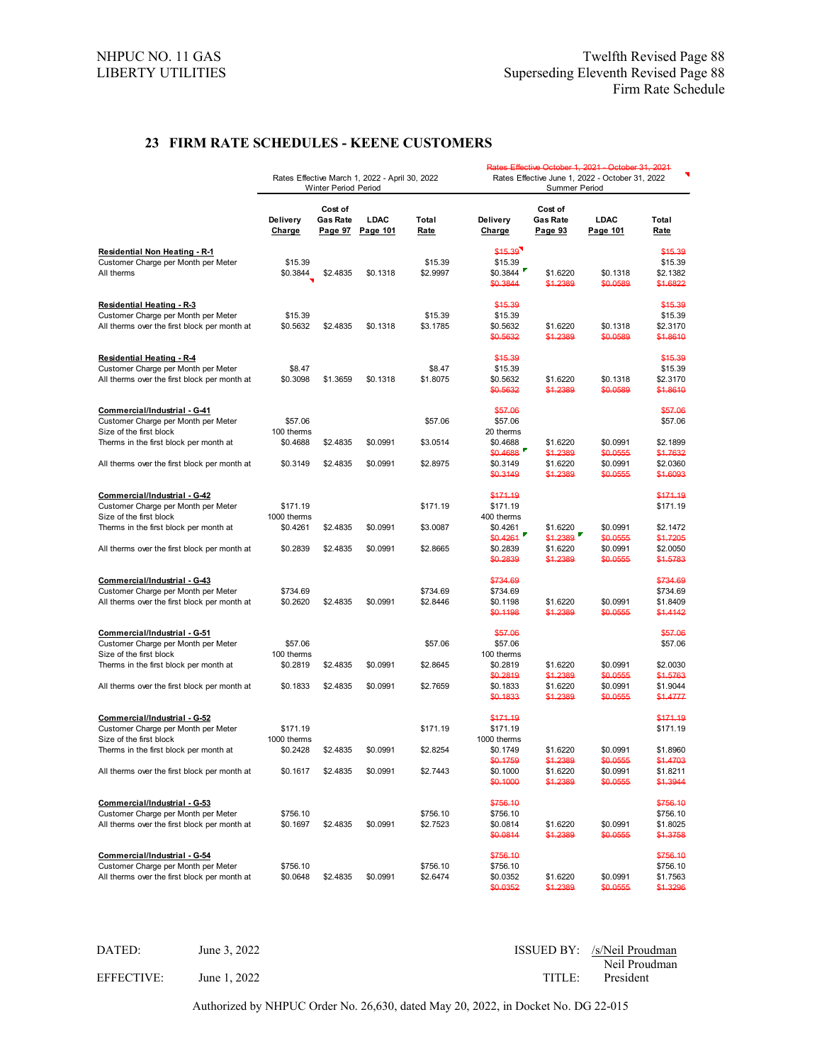NHPUC NO. 11 GAS
LIBERTY UTILITIES

Twelfth Revised Page 88
Superseding Eleventh Revised Page 88
Firm Rate Schedule

## 23 FIRM RATE SCHEDULES - KEENE CUSTOMERS

| | Rates Effective March 1, 2022 - April 30, 2022 Winter Period Period | | | | ~~Rates Effective October 1, 2021 - October 31, 2021~~ Rates Effective June 1, 2022 - October 31, 2022 Summer Period | | | |
|---|---|---|---|---|---|---|---|---|
| | Delivery Charge | Cost of Gas Rate Page 97 | LDAC Page 101 | Total Rate | Delivery Charge | Cost of Gas Rate Page 93 | LDAC Page 101 | Total Rate |
| **Residential Non Heating - R-1** | | | | | ~~$15.39~~ | | | ~~$15.39~~ |
| Customer Charge per Month per Meter | $15.39 | | | $15.39 | $15.39 | | | $15.39 |
| All therms | $0.3844 | $2.4835 | $0.1318 | $2.9997 | $0.3844 | $1.6220 | $0.1318 | $2.1382 |
| | | | | | ~~$0.3844~~ | ~~$1.2389~~ | ~~$0.0589~~ | ~~$1.6822~~ |
| **Residential Heating - R-3** | | | | | ~~$15.39~~ | | | ~~$15.39~~ |
| Customer Charge per Month per Meter | $15.39 | | | $15.39 | $15.39 | | | $15.39 |
| All therms over the first block per month at | $0.5632 | $2.4835 | $0.1318 | $3.1785 | $0.5632 | $1.6220 | $0.1318 | $2.3170 |
| | | | | | ~~$0.5632~~ | ~~$1.2389~~ | ~~$0.0589~~ | ~~$1.8610~~ |
| **Residential Heating - R-4** | | | | | ~~$15.39~~ | | | ~~$15.39~~ |
| Customer Charge per Month per Meter | $8.47 | | | $8.47 | $15.39 | | | $15.39 |
| All therms over the first block per month at | $0.3098 | $1.3659 | $0.1318 | $1.8075 | $0.5632 | $1.6220 | $0.1318 | $2.3170 |
| | | | | | ~~$0.5632~~ | ~~$1.2389~~ | ~~$0.0589~~ | ~~$1.8610~~ |
| **Commercial/Industrial - G-41** | | | | | ~~$57.06~~ | | | ~~$57.06~~ |
| Customer Charge per Month per Meter | $57.06 | | | $57.06 | $57.06 | | | $57.06 |
| Size of the first block | 100 therms | | | | 20 therms | | | |
| Therms in the first block per month at | $0.4688 | $2.4835 | $0.0991 | $3.0514 | $0.4688 | $1.6220 | $0.0991 | $2.1899 |
| | | | | | ~~$0.4688~~ | ~~$1.2389~~ | ~~$0.0555~~ | ~~$1.7632~~ |
| All therms over the first block per month at | $0.3149 | $2.4835 | $0.0991 | $2.8975 | $0.3149 | $1.6220 | $0.0991 | $2.0360 |
| | | | | | ~~$0.3149~~ | ~~$1.2389~~ | ~~$0.0555~~ | ~~$1.6093~~ |
| **Commercial/Industrial - G-42** | | | | | ~~$171.19~~ | | | ~~$171.19~~ |
| Customer Charge per Month per Meter | $171.19 | | | $171.19 | $171.19 | | | $171.19 |
| Size of the first block | 1000 therms | | | | 400 therms | | | |
| Therms in the first block per month at | $0.4261 | $2.4835 | $0.0991 | $3.0087 | $0.4261 | $1.6220 | $0.0991 | $2.1472 |
| | | | | | ~~$0.4261~~ | ~~$1.2389~~ | ~~$0.0555~~ | ~~$1.7205~~ |
| All therms over the first block per month at | $0.2839 | $2.4835 | $0.0991 | $2.8665 | $0.2839 | $1.6220 | $0.0991 | $2.0050 |
| | | | | | ~~$0.2839~~ | ~~$1.2389~~ | ~~$0.0555~~ | ~~$1.5783~~ |
| **Commercial/Industrial - G-43** | | | | | ~~$734.69~~ | | | ~~$734.69~~ |
| Customer Charge per Month per Meter | $734.69 | | | $734.69 | $734.69 | | | $734.69 |
| All therms over the first block per month at | $0.2620 | $2.4835 | $0.0991 | $2.8446 | $0.1198 | $1.6220 | $0.0991 | $1.8409 |
| | | | | | ~~$0.1198~~ | ~~$1.2389~~ | ~~$0.0555~~ | ~~$1.4142~~ |
| **Commercial/Industrial - G-51** | | | | | ~~$57.06~~ | | | ~~$57.06~~ |
| Customer Charge per Month per Meter | $57.06 | | | $57.06 | $57.06 | | | $57.06 |
| Size of the first block | 100 therms | | | | 100 therms | | | |
| Therms in the first block per month at | $0.2819 | $2.4835 | $0.0991 | $2.8645 | $0.2819 | $1.6220 | $0.0991 | $2.0030 |
| | | | | | ~~$0.2819~~ | ~~$1.2389~~ | ~~$0.0555~~ | ~~$1.5763~~ |
| All therms over the first block per month at | $0.1833 | $2.4835 | $0.0991 | $2.7659 | $0.1833 | $1.6220 | $0.0991 | $1.9044 |
| | | | | | ~~$0.1833~~ | ~~$1.2389~~ | ~~$0.0555~~ | ~~$1.4777~~ |
| **Commercial/Industrial - G-52** | | | | | ~~$171.19~~ | | | ~~$171.19~~ |
| Customer Charge per Month per Meter | $171.19 | | | $171.19 | $171.19 | | | $171.19 |
| Size of the first block | 1000 therms | | | | 1000 therms | | | |
| Therms in the first block per month at | $0.2428 | $2.4835 | $0.0991 | $2.8254 | $0.1749 | $1.6220 | $0.0991 | $1.8960 |
| | | | | | ~~$0.1759~~ | ~~$1.2389~~ | ~~$0.0555~~ | ~~$1.4703~~ |
| All therms over the first block per month at | $0.1617 | $2.4835 | $0.0991 | $2.7443 | $0.1000 | $1.6220 | $0.0991 | $1.8211 |
| | | | | | ~~$0.1000~~ | ~~$1.2389~~ | ~~$0.0555~~ | ~~$1.3944~~ |
| **Commercial/Industrial - G-53** | | | | | ~~$756.10~~ | | | ~~$756.10~~ |
| Customer Charge per Month per Meter | $756.10 | | | $756.10 | $756.10 | | | $756.10 |
| All therms over the first block per month at | $0.1697 | $2.4835 | $0.0991 | $2.7523 | $0.0814 | $1.6220 | $0.0991 | $1.8025 |
| | | | | | ~~$0.0814~~ | ~~$1.2389~~ | ~~$0.0555~~ | ~~$1.3758~~ |
| **Commercial/Industrial - G-54** | | | | | ~~$756.10~~ | | | ~~$756.10~~ |
| Customer Charge per Month per Meter | $756.10 | | | $756.10 | $756.10 | | | $756.10 |
| All therms over the first block per month at | $0.0648 | $2.4835 | $0.0991 | $2.6474 | $0.0352 | $1.6220 | $0.0991 | $1.7563 |
| | | | | | ~~$0.0352~~ | ~~$1.2389~~ | ~~$0.0555~~ | ~~$1.3296~~ |

DATED: June 3, 2022

EFFECTIVE: June 1, 2022

ISSUED BY: /s/Neil Proudman
Neil Proudman

TITLE: President

Authorized by NHPUC Order No. 26,630, dated May 20, 2022, in Docket No. DG 22-015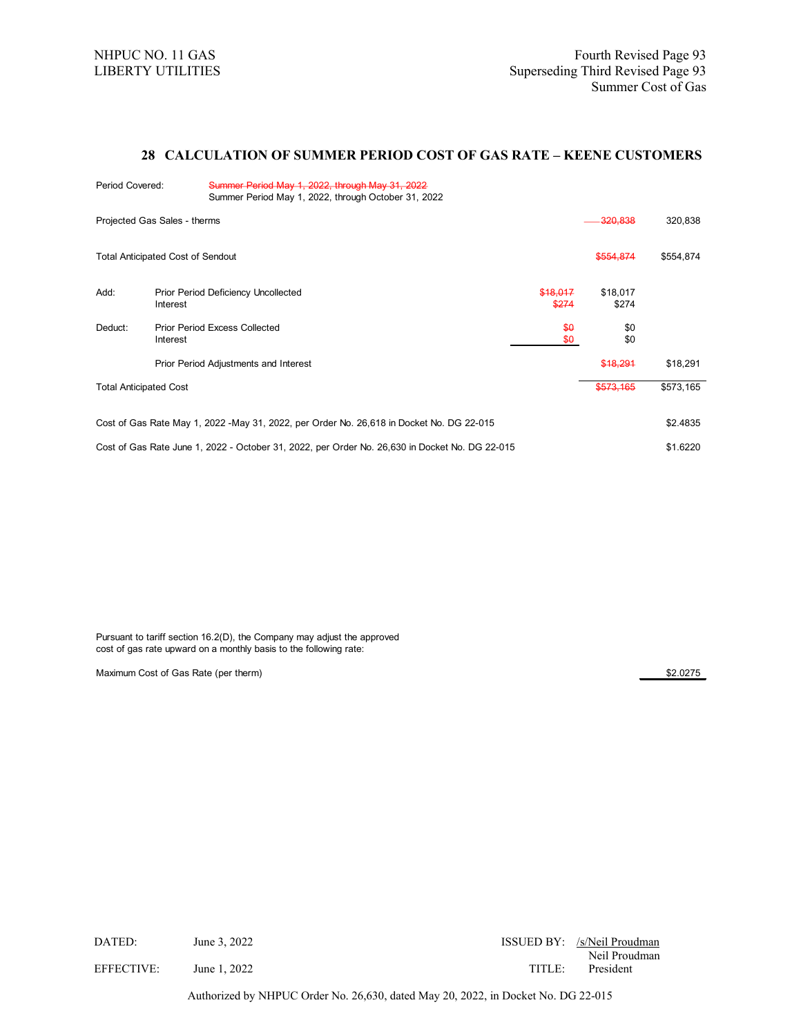NHPUC NO. 11 GAS
LIBERTY UTILITIES

Fourth Revised Page 93
Superseding Third Revised Page 93
Summer Cost of Gas

## 28 CALCULATION OF SUMMER PERIOD COST OF GAS RATE – KEENE CUSTOMERS

| | | | | |
|---|---|---|---|---|
| Period Covered: | ~~Summer Period May 1, 2022, through May 31, 2022~~<br>Summer Period May 1, 2022, through October 31, 2022 | | | |
| Projected Gas Sales - therms | | | ~~320,838~~ | 320,838 |
| Total Anticipated Cost of Sendout | | | ~~$554,874~~ | $554,874 |
| Add: | Prior Period Deficiency Uncollected | ~~$18,017~~ | $18,017 | |
| | Interest | ~~$274~~ | $274 | |
| Deduct: | Prior Period Excess Collected | ~~$0~~ | $0 | |
| | Interest | ~~$0~~ | $0 | |
| | Prior Period Adjustments and Interest | | ~~$18,291~~ | $18,291 |
| Total Anticipated Cost | | | ~~$573,165~~ | $573,165 |
| Cost of Gas Rate May 1, 2022 -May 31, 2022, per Order No. 26,618 in Docket No. DG 22-015 | | | | $2.4835 |
| Cost of Gas Rate June 1, 2022 - October 31, 2022, per Order No. 26,630 in Docket No. DG 22-015 | | | | $1.6220 |

Pursuant to tariff section 16.2(D), the Company may adjust the approved cost of gas rate upward on a monthly basis to the following rate:

Maximum Cost of Gas Rate (per therm) $2.0275

DATED: June 3, 2022
EFFECTIVE: June 1, 2022

ISSUED BY: /s/Neil Proudman
Neil Proudman
TITLE: President

Authorized by NHPUC Order No. 26,630, dated May 20, 2022, in Docket No. DG 22-015